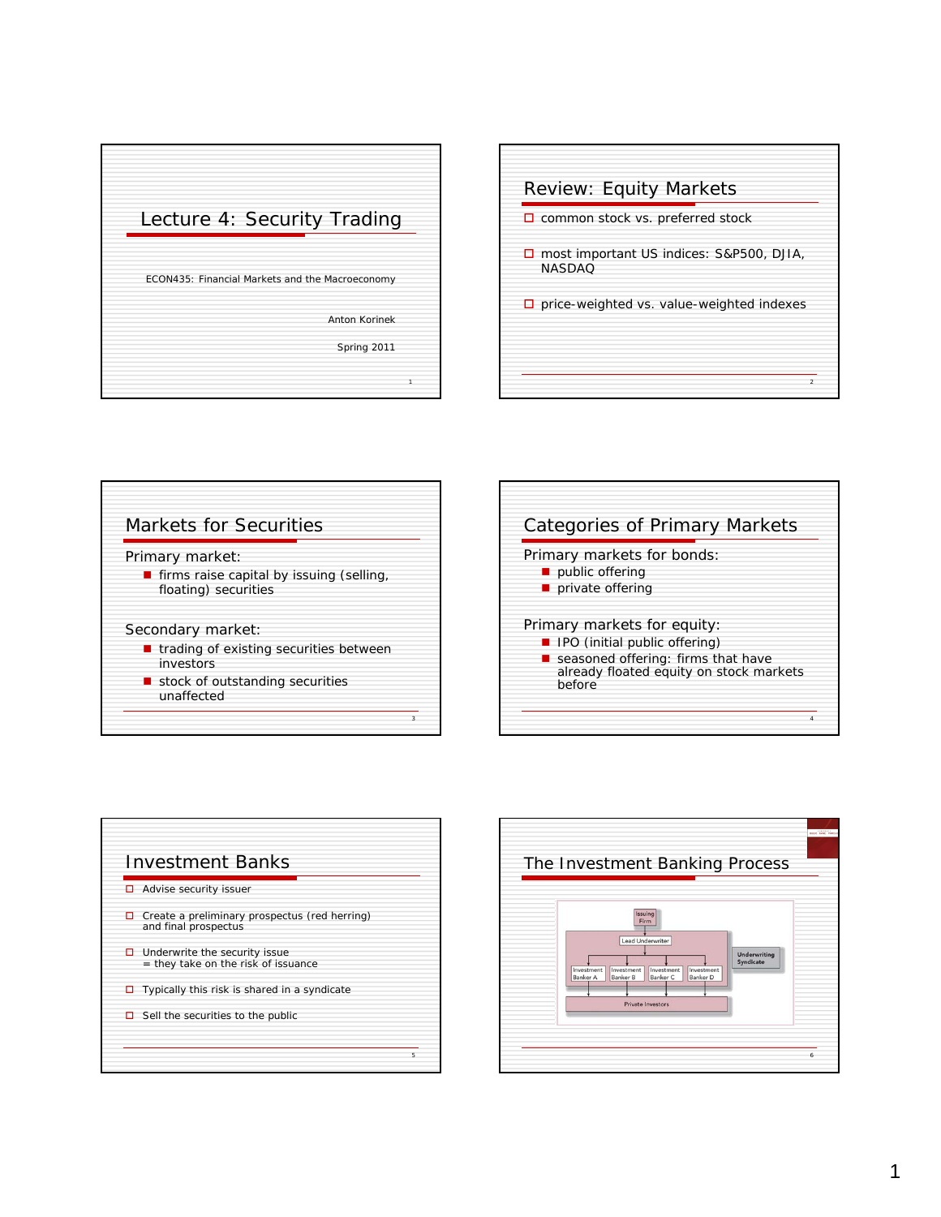# Lecture 4: Security Trading

ECON435: Financial Markets and the Macroeconomy

Anton Korinek

Spring 2011

## Review: Equity Markets

- common stock vs. preferred stock
- most important US indices: S&P500, DJIA, NASDAQ
- price-weighted vs. value-weighted indexes

## Markets for Securities

Primary market:

- firms raise capital by issuing (selling, floating) securities

Secondary market:

- trading of existing securities between investors
- stock of outstanding securities unaffected

## Categories of Primary Markets

Primary markets for bonds:

- public offering
- private offering

Primary markets for equity:

- IPO (initial public offering)
- seasoned offering: firms that have already floated equity on stock markets before

## Investment Banks

- Advise security issuer
- Create a preliminary prospectus (red herring) and final prospectus
- Underwrite the security issue = they take on the risk of issuance
- Typically this risk is shared in a syndicate
- Sell the securities to the public

## The Investment Banking Process

Issuing Firm

Lead Underwriter

Investment Banker A | Investment Banker B | Investment Banker C | Investment Banker D

Underwriting Syndicate

Private Investors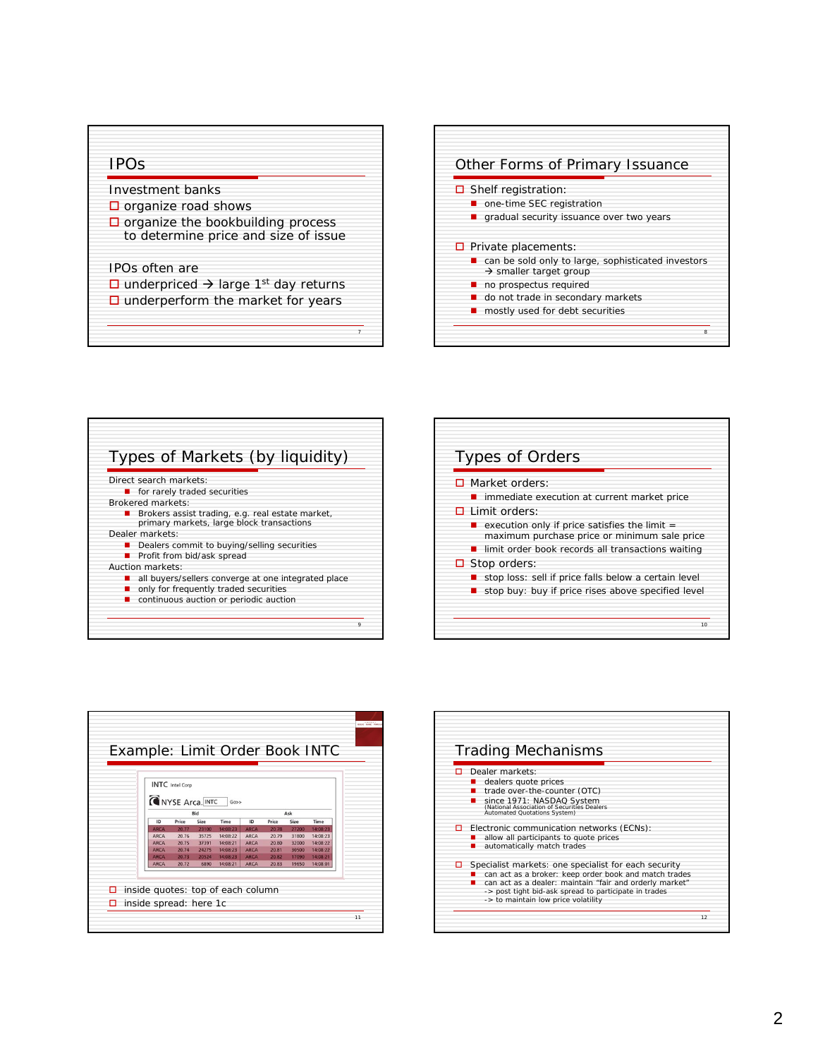## IPOs

Investment banks

- organize road shows
- organize the bookbuilding process to determine price and size of issue

IPOs often are

- underpriced → large 1[st] day returns
- underperform the market for years

## Other Forms of Primary Issuance

- Shelf registration:
  - one-time SEC registration
  - gradual security issuance over two years
- Private placements:
  - can be sold only to large, sophisticated investors → smaller target group
  - no prospectus required
  - do not trade in secondary markets
  - mostly used for debt securities

## Types of Markets (by liquidity)

Direct search markets:
- for rarely traded securities

Brokered markets:
- Brokers assist trading, e.g. real estate market, primary markets, large block transactions

Dealer markets:
- Dealers commit to buying/selling securities
- Profit from bid/ask spread

Auction markets:
- all buyers/sellers converge at one integrated place
- only for frequently traded securities
- continuous auction or periodic auction

## Types of Orders

- Market orders:
  - immediate execution at current market price
- Limit orders:
  - execution only if price satisfies the limit = maximum purchase price or minimum sale price
  - limit order book records all transactions waiting
- Stop orders:
  - stop loss: sell if price falls below a certain level
  - stop buy: buy if price rises above specified level

## Example: Limit Order Book INTC

INTC Intel Corp

NYSE Arca INTC Go>>

| Bid | | | | Ask | | | |
|---|---|---|---|---|---|---|---|
| ID | Price | Size | Time | ID | Price | Size | Time |
| ARCA | 20.77 | 23100 | 14:08:23 | ARCA | 20.78 | 27200 | 14:08:23 |
| ARCA | 20.76 | 35725 | 14:08:22 | ARCA | 20.79 | 31800 | 14:08:23 |
| ARCA | 20.75 | 37391 | 14:08:21 | ARCA | 20.80 | 32000 | 14:08:22 |
| ARCA | 20.74 | 24275 | 14:08:23 | ARCA | 20.81 | 39500 | 14:08:22 |
| ARCA | 20.73 | 20524 | 14:08:23 | ARCA | 20.82 | 17090 | 14:08:21 |
| ARCA | 20.72 | 6890 | 14:08:21 | ARCA | 20.83 | 19650 | 14:08:01 |

- inside quotes: top of each column
- inside spread: here 1c

## Trading Mechanisms

- Dealer markets:
  - dealers quote prices
  - trade over-the-counter (OTC)
  - since 1971: NASDAQ System (National Association of Securities Dealers Automated Quotations System)
- Electronic communication networks (ECNs):
  - allow all participants to quote prices
  - automatically match trades
- Specialist markets: one specialist for each security
  - can act as a broker: keep order book and match trades
  - can act as a dealer: maintain "fair and orderly market"
    -> post tight bid-ask spread to participate in trades
    -> to maintain low price volatility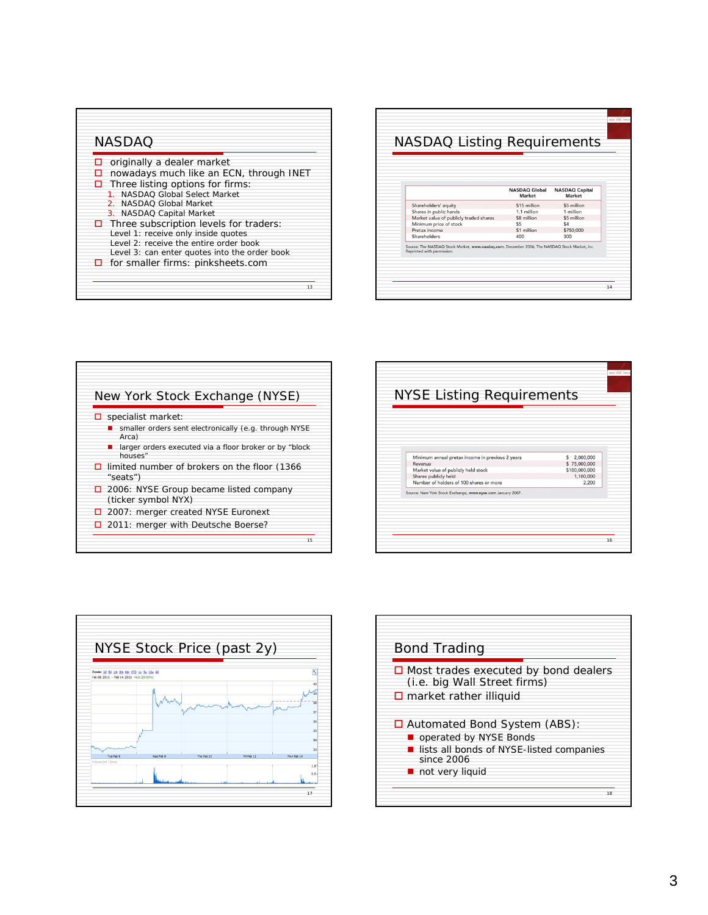## NASDAQ

- originally a dealer market
- nowadays much like an ECN, through INET
- Three listing options for firms:
  1. NASDAQ Global Select Market
  2. NASDAQ Global Market
  3. NASDAQ Capital Market
- Three subscription levels for traders:
  Level 1: receive only inside quotes
  Level 2: receive the entire order book
  Level 3: can enter quotes into the order book
- for smaller firms: pinksheets.com

## NASDAQ Listing Requirements

| | NASDAQ Global Market | NASDAQ Capital Market |
|---|---|---|
| Shareholders' equity | $15 million | $5 million |
| Shares in public hands | 1.1 million | 1 million |
| Market value of publicly traded shares | $8 million | $5 million |
| Minimum price of stock | $5 | $4 |
| Pretax income | $1 million | $750,000 |
| Shareholders | 400 | 300 |

Source: The NASDAQ Stock Market, www.nasdaq.com, December 2006. The NASDAQ Stock Market, Inc. Reprinted with permission.

## New York Stock Exchange (NYSE)

- specialist market:
  - smaller orders sent electronically (e.g. through NYSE Arca)
  - larger orders executed via a floor broker or by "block houses"
- limited number of brokers on the floor (1366 "seats")
- 2006: NYSE Group became listed company (ticker symbol NYX)
- 2007: merger created NYSE Euronext
- 2011: merger with Deutsche Boerse?

## NYSE Listing Requirements

| | |
|---|---|
| Minimum annual pretax income in previous 2 years | $ 2,000,000 |
| Revenue | $ 75,000,000 |
| Market value of publicly held stock | $100,000,000 |
| Shares publicly held | 1,100,000 |
| Number of holders of 100 shares or more | 2,200 |

Source: New York Stock Exchange, www.nyse.com January 2007.

## NYSE Stock Price (past 2y)

## Bond Trading

- Most trades executed by bond dealers (i.e. big Wall Street firms)
- market rather illiquid
- Automated Bond System (ABS):
  - operated by NYSE Bonds
  - lists all bonds of NYSE-listed companies since 2006
  - not very liquid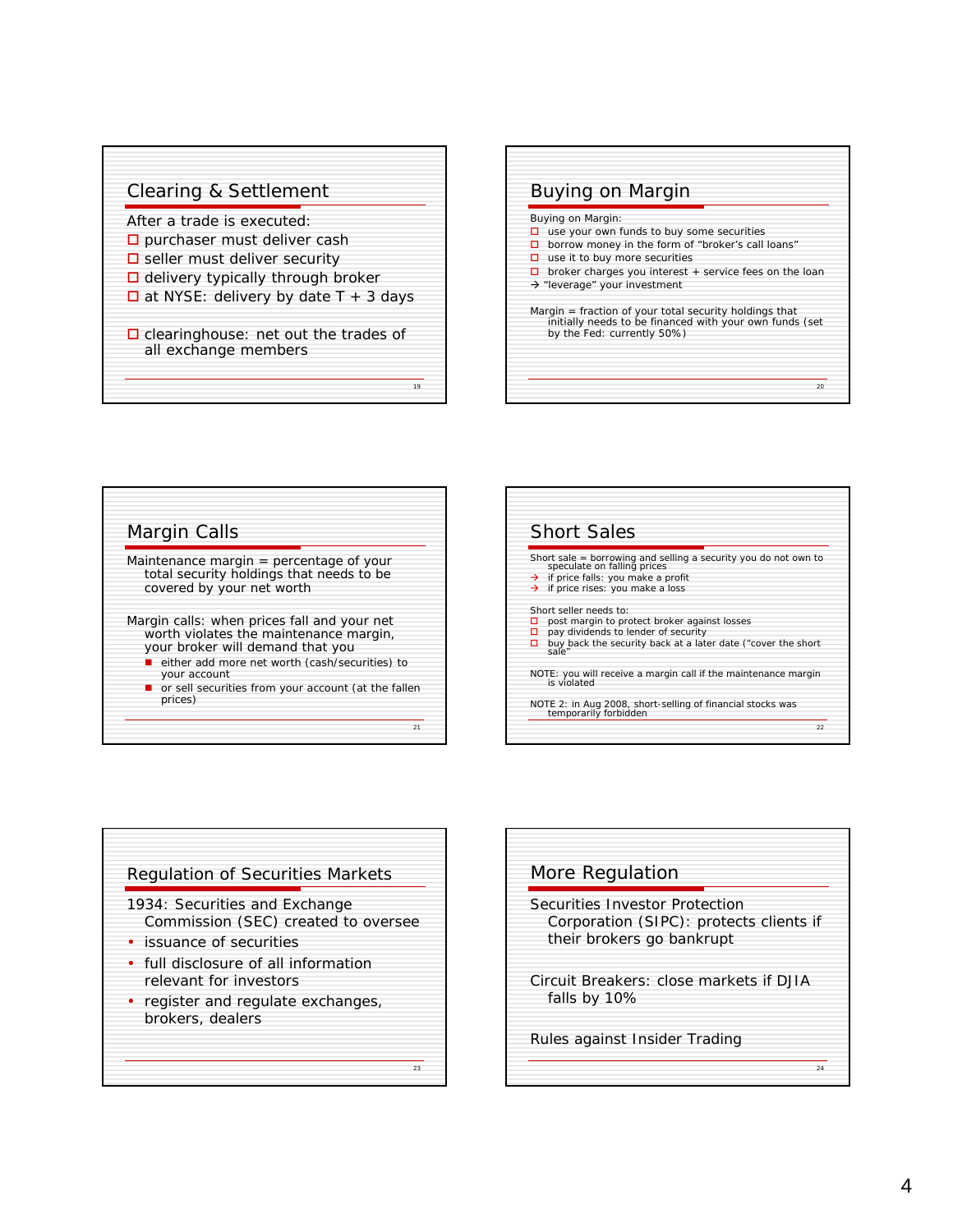## Clearing & Settlement

After a trade is executed:

- purchaser must deliver cash
- seller must deliver security
- delivery typically through broker
- at NYSE: delivery by date T + 3 days

- clearinghouse: net out the trades of all exchange members

## Buying on Margin

Buying on Margin:

- use your own funds to buy some securities
- borrow money in the form of "broker's call loans"
- use it to buy more securities
- broker charges you interest + service fees on the loan

→ "leverage" your investment

Margin = fraction of your total security holdings that initially needs to be financed with your own funds (set by the Fed: currently 50%)

## Margin Calls

Maintenance margin = percentage of your total security holdings that needs to be covered by your net worth

Margin calls: when prices fall and your net worth violates the maintenance margin, your broker will demand that you

- either add more net worth (cash/securities) to your account
- or sell securities from your account (at the fallen prices)

## Short Sales

Short sale = borrowing and selling a security you do not own to speculate on falling prices

→ if price falls: you make a profit
→ if price rises: you make a loss

Short seller needs to:

- post margin to protect broker against losses
- pay dividends to lender of security
- buy back the security back at a later date ("cover the short sale")

NOTE: you will receive a margin call if the maintenance margin is violated

NOTE 2: in Aug 2008, short-selling of financial stocks was temporarily forbidden

## Regulation of Securities Markets

1934: Securities and Exchange Commission (SEC) created to oversee

- issuance of securities
- full disclosure of all information relevant for investors
- register and regulate exchanges, brokers, dealers

## More Regulation

Securities Investor Protection Corporation (SIPC): protects clients if their brokers go bankrupt

Circuit Breakers: close markets if DJIA falls by 10%

Rules against Insider Trading